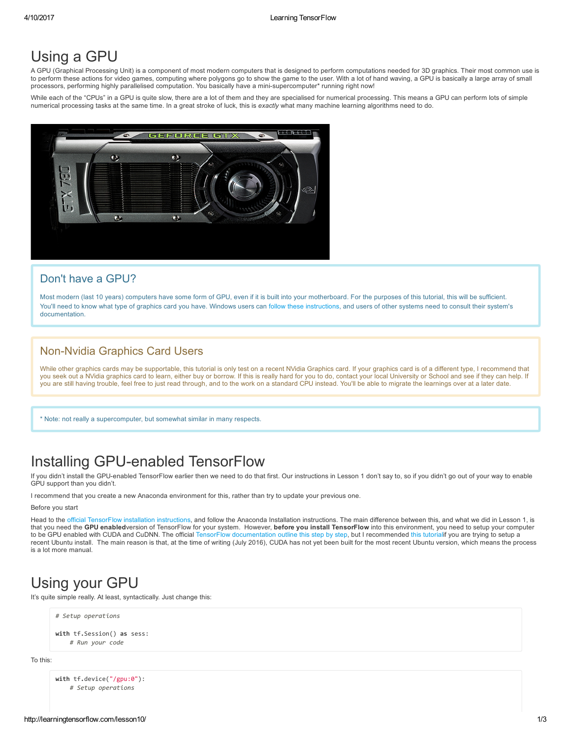# Using a GPU

A GPU (Graphical Processing Unit) is a component of most modern computers that is designed to perform computations needed for 3D graphics. Their most common use is to perform these actions for video games, computing where polygons go to show the game to the user. With a lot of hand waving, a GPU is basically a large array of small processors, performing highly parallelised computation. You basically have a mini-supercomputer* running right now!

While each of the "CPUs" in a GPU is quite slow, there are a lot of them and they are specialised for numerical processing. This means a GPU can perform lots of simple numerical processing tasks at the same time. In a great stroke of luck, this is *exactly* what many machine learning algorithms need to do.

## Don't have a GPU?

Most modern (last 10 years) computers have some form of GPU, even if it is built into your motherboard. For the purposes of this tutorial, this will be sufficient.

You'll need to know what type of graphics card you have. Windows users can follow these instructions, and users of other systems need to consult their system's documentation.

## Non-Nvidia Graphics Card Users

While other graphics cards may be supportable, this tutorial is only test on a recent NVidia Graphics card. If your graphics card is of a different type, I recommend that you seek out a NVidia graphics card to learn, either buy or borrow. If this is really hard for you to do, contact your local University or School and see if they can help. If you are still having trouble, feel free to just read through, and to the work on a standard CPU instead. You'll be able to migrate the learnings over at a later date.

* Note: not really a supercomputer, but somewhat similar in many respects.

# Installing GPU-enabled TensorFlow

If you didn't install the GPU-enabled TensorFlow earlier then we need to do that first. Our instructions in Lesson 1 don't say to, so if you didn't go out of your way to enable GPU support than you didn't.

I recommend that you create a new Anaconda environment for this, rather than try to update your previous one.

Before you start

Head to the official TensorFlow installation instructions, and follow the Anaconda Installation instructions. The main difference between this, and what we did in Lesson 1, is that you need the **GPU enabled**version of TensorFlow for your system. However, **before you install TensorFlow** into this environment, you need to setup your computer to be GPU enabled with CUDA and CuDNN. The official TensorFlow documentation outline this step by step, but I recommended this tutorialif you are trying to setup a recent Ubuntu install. The main reason is that, at the time of writing (July 2016), CUDA has not yet been built for the most recent Ubuntu version, which means the process is a lot more manual.

# Using your GPU

It's quite simple really. At least, syntactically. Just change this:

```
# Setup operations

with tf.Session() as sess:
    # Run your code
```

To this:

```
with tf.device("/gpu:0"):
    # Setup operations
```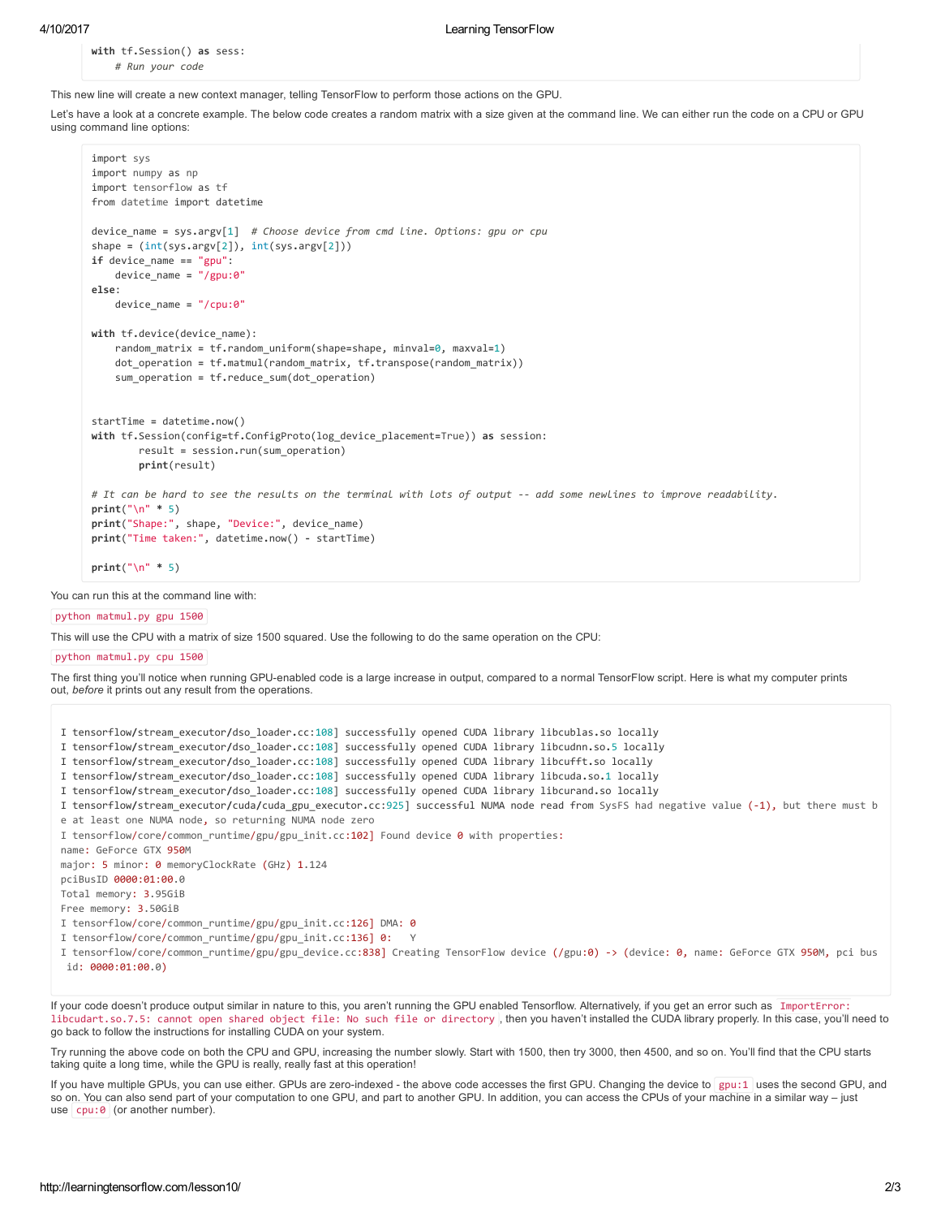```
with tf.Session() as sess:
    # Run your code
```

This new line will create a new context manager, telling TensorFlow to perform those actions on the GPU.

Let's have a look at a concrete example. The below code creates a random matrix with a size given at the command line. We can either run the code on a CPU or GPU using command line options:

```
import sys
import numpy as np
import tensorflow as tf
from datetime import datetime

device_name = sys.argv[1]  # Choose device from cmd line. Options: gpu or cpu
shape = (int(sys.argv[2]), int(sys.argv[2]))
if device_name == "gpu":
    device_name = "/gpu:0"
else:
    device_name = "/cpu:0"

with tf.device(device_name):
    random_matrix = tf.random_uniform(shape=shape, minval=0, maxval=1)
    dot_operation = tf.matmul(random_matrix, tf.transpose(random_matrix))
    sum_operation = tf.reduce_sum(dot_operation)


startTime = datetime.now()
with tf.Session(config=tf.ConfigProto(log_device_placement=True)) as session:
        result = session.run(sum_operation)
        print(result)

# It can be hard to see the results on the terminal with lots of output -- add some newlines to improve readability.
print("\n" * 5)
print("Shape:", shape, "Device:", device_name)
print("Time taken:", datetime.now() - startTime)

print("\n" * 5)
```

You can run this at the command line with:

`python matmul.py gpu 1500`

This will use the CPU with a matrix of size 1500 squared. Use the following to do the same operation on the CPU:

`python matmul.py cpu 1500`

The first thing you'll notice when running GPU-enabled code is a large increase in output, compared to a normal TensorFlow script. Here is what my computer prints out, *before* it prints out any result from the operations.

```
I tensorflow/stream_executor/dso_loader.cc:108] successfully opened CUDA library libcublas.so locally
I tensorflow/stream_executor/dso_loader.cc:108] successfully opened CUDA library libcudnn.so.5 locally
I tensorflow/stream_executor/dso_loader.cc:108] successfully opened CUDA library libcufft.so locally
I tensorflow/stream_executor/dso_loader.cc:108] successfully opened CUDA library libcuda.so.1 locally
I tensorflow/stream_executor/dso_loader.cc:108] successfully opened CUDA library libcurand.so locally
I tensorflow/stream_executor/cuda/cuda_gpu_executor.cc:925] successful NUMA node read from SysFS had negative value (-1), but there must be at least one NUMA node, so returning NUMA node zero
I tensorflow/core/common_runtime/gpu/gpu_init.cc:102] Found device 0 with properties:
name: GeForce GTX 950M
major: 5 minor: 0 memoryClockRate (GHz) 1.124
pciBusID 0000:01:00.0
Total memory: 3.95GiB
Free memory: 3.50GiB
I tensorflow/core/common_runtime/gpu/gpu_init.cc:126] DMA: 0
I tensorflow/core/common_runtime/gpu/gpu_init.cc:136] 0:   Y
I tensorflow/core/common_runtime/gpu/gpu_device.cc:838] Creating TensorFlow device (/gpu:0) -> (device: 0, name: GeForce GTX 950M, pci bus id: 0000:01:00.0)
```

If your code doesn't produce output similar in nature to this, you aren't running the GPU enabled Tensorflow. Alternatively, if you get an error such as `ImportError: libcudart.so.7.5: cannot open shared object file: No such file or directory`, then you haven't installed the CUDA library properly. In this case, you'll need to go back to follow the instructions for installing CUDA on your system.

Try running the above code on both the CPU and GPU, increasing the number slowly. Start with 1500, then try 3000, then 4500, and so on. You'll find that the CPU starts taking quite a long time, while the GPU is really, really fast at this operation!

If you have multiple GPUs, you can use either. GPUs are zero-indexed - the above code accesses the first GPU. Changing the device to `gpu:1` uses the second GPU, and so on. You can also send part of your computation to one GPU, and part to another GPU. In addition, you can access the CPUs of your machine in a similar way – just use `cpu:0` (or another number).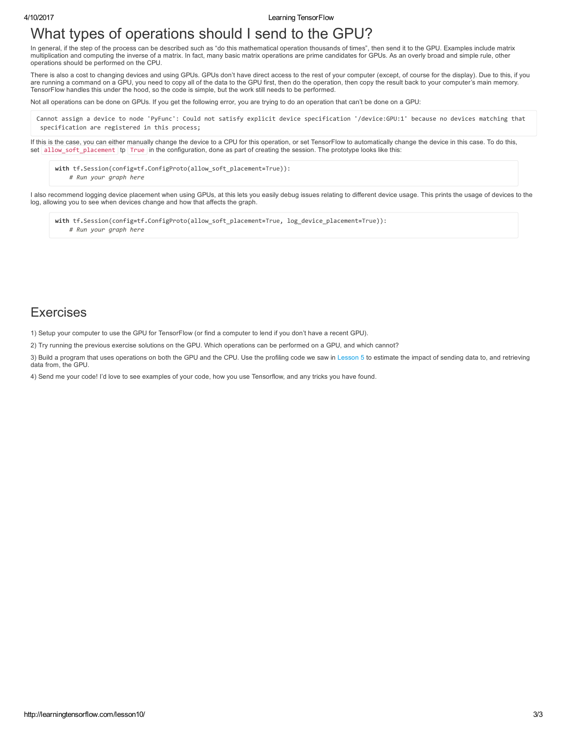# What types of operations should I send to the GPU?

In general, if the step of the process can be described such as "do this mathematical operation thousands of times", then send it to the GPU. Examples include matrix multiplication and computing the inverse of a matrix. In fact, many basic matrix operations are prime candidates for GPUs. As an overly broad and simple rule, other operations should be performed on the CPU.

There is also a cost to changing devices and using GPUs. GPUs don't have direct access to the rest of your computer (except, of course for the display). Due to this, if you are running a command on a GPU, you need to copy all of the data to the GPU first, then do the operation, then copy the result back to your computer's main memory. TensorFlow handles this under the hood, so the code is simple, but the work still needs to be performed.

Not all operations can be done on GPUs. If you get the following error, you are trying to do an operation that can't be done on a GPU:

```
Cannot assign a device to node 'PyFunc': Could not satisfy explicit device specification '/device:GPU:1' because no devices matching that
 specification are registered in this process;
```

If this is the case, you can either manually change the device to a CPU for this operation, or set TensorFlow to automatically change the device in this case. To do this, set `allow_soft_placement` tp `True` in the configuration, done as part of creating the session. The prototype looks like this:

```
with tf.Session(config=tf.ConfigProto(allow_soft_placement=True)):
    # Run your graph here
```

I also recommend logging device placement when using GPUs, at this lets you easily debug issues relating to different device usage. This prints the usage of devices to the log, allowing you to see when devices change and how that affects the graph.

```
with tf.Session(config=tf.ConfigProto(allow_soft_placement=True, log_device_placement=True)):
    # Run your graph here
```

# Exercises

1) Setup your computer to use the GPU for TensorFlow (or find a computer to lend if you don't have a recent GPU).

2) Try running the previous exercise solutions on the GPU. Which operations can be performed on a GPU, and which cannot?

3) Build a program that uses operations on both the GPU and the CPU. Use the profiling code we saw in Lesson 5 to estimate the impact of sending data to, and retrieving data from, the GPU.

4) Send me your code! I'd love to see examples of your code, how you use Tensorflow, and any tricks you have found.